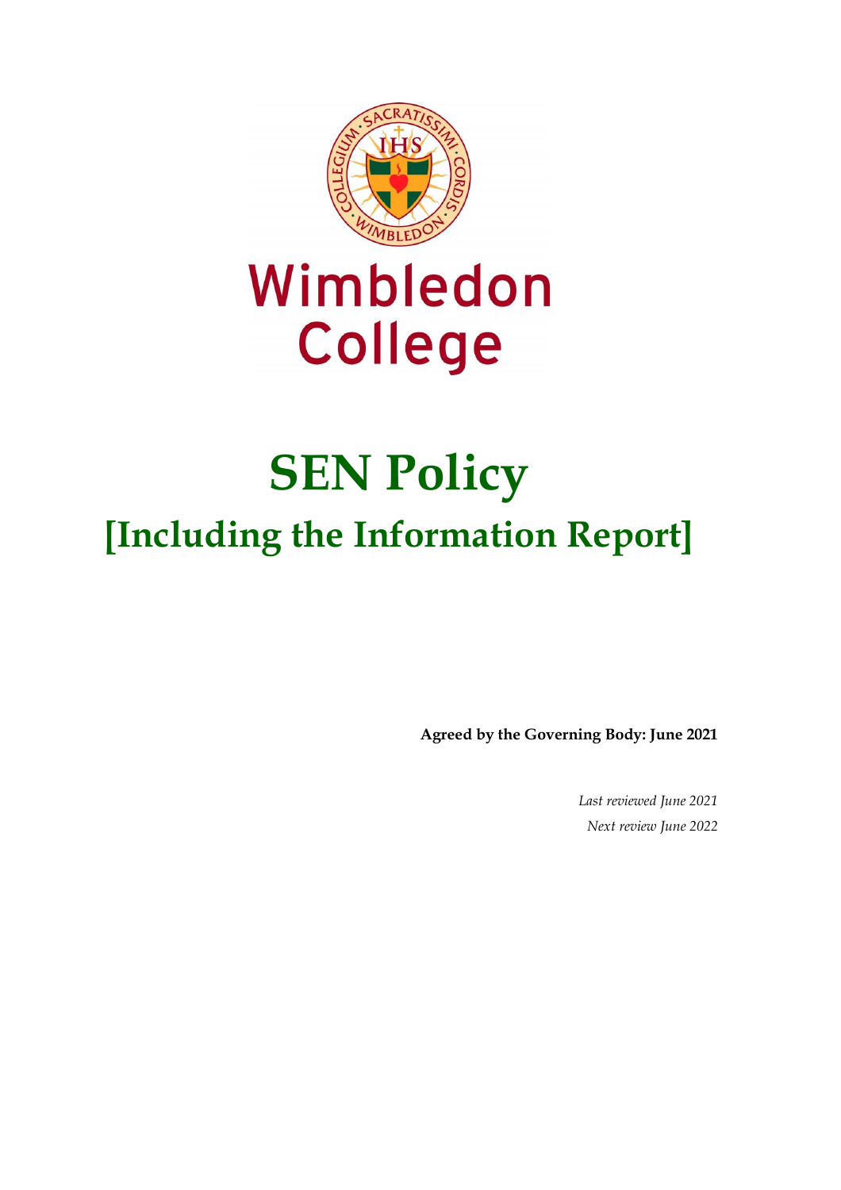Wimbledon College

# SEN Policy

## [Including the Information Report]

**Agreed by the Governing Body: June 2021**

*Last reviewed June 2021*

*Next review June 2022*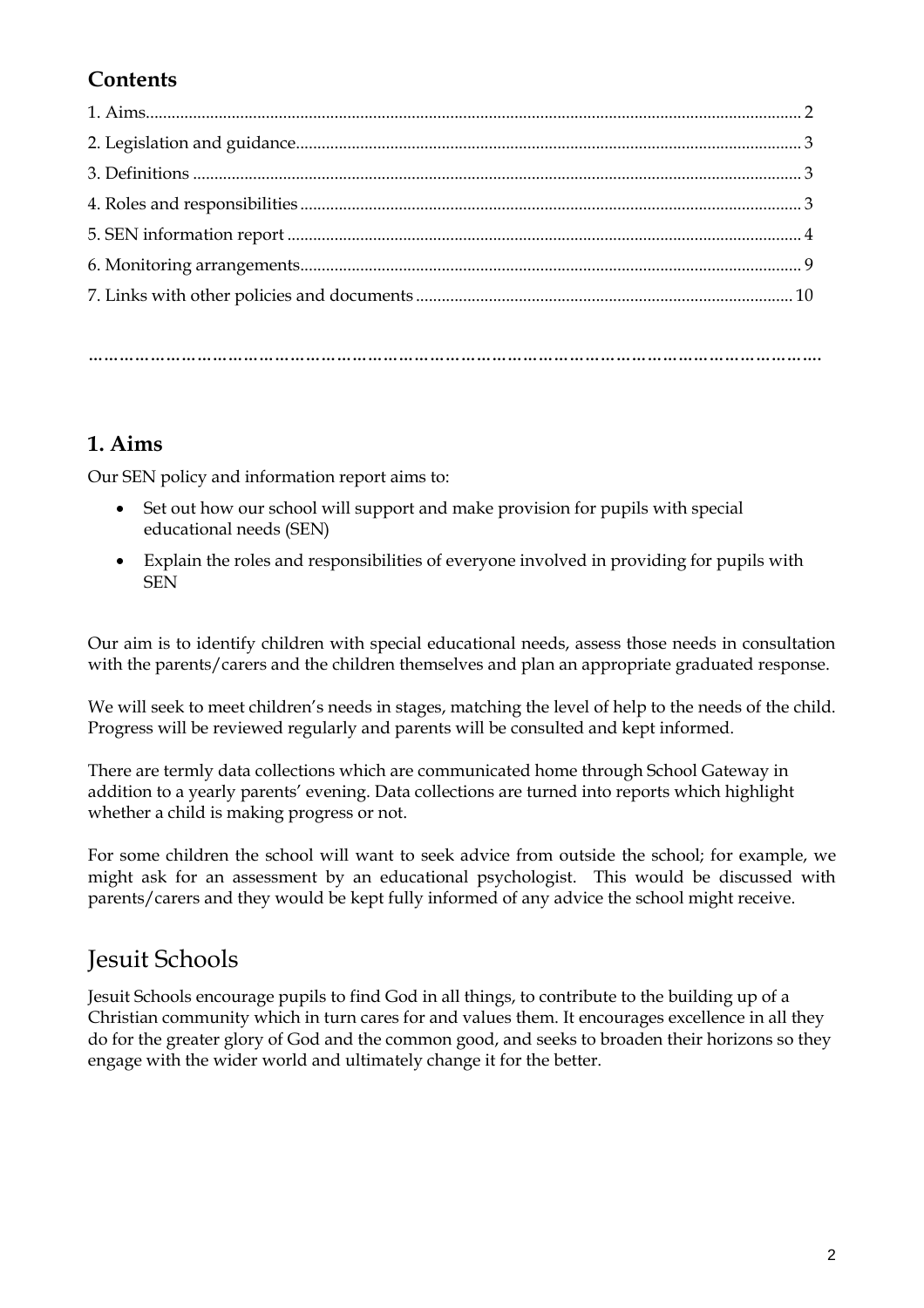## Contents

1. Aims ........ 2
2. Legislation and guidance ........ 3
3. Definitions ........ 3
4. Roles and responsibilities ........ 3
5. SEN information report ........ 4
6. Monitoring arrangements ........ 9
7. Links with other policies and documents ........ 10

…………………………………………………………………………………………………………………….

## 1. Aims

Our SEN policy and information report aims to:

- Set out how our school will support and make provision for pupils with special educational needs (SEN)
- Explain the roles and responsibilities of everyone involved in providing for pupils with SEN

Our aim is to identify children with special educational needs, assess those needs in consultation with the parents/carers and the children themselves and plan an appropriate graduated response.

We will seek to meet children's needs in stages, matching the level of help to the needs of the child. Progress will be reviewed regularly and parents will be consulted and kept informed.

There are termly data collections which are communicated home through School Gateway in addition to a yearly parents' evening. Data collections are turned into reports which highlight whether a child is making progress or not.

For some children the school will want to seek advice from outside the school; for example, we might ask for an assessment by an educational psychologist. This would be discussed with parents/carers and they would be kept fully informed of any advice the school might receive.

# Jesuit Schools

Jesuit Schools encourage pupils to find God in all things, to contribute to the building up of a Christian community which in turn cares for and values them. It encourages excellence in all they do for the greater glory of God and the common good, and seeks to broaden their horizons so they engage with the wider world and ultimately change it for the better.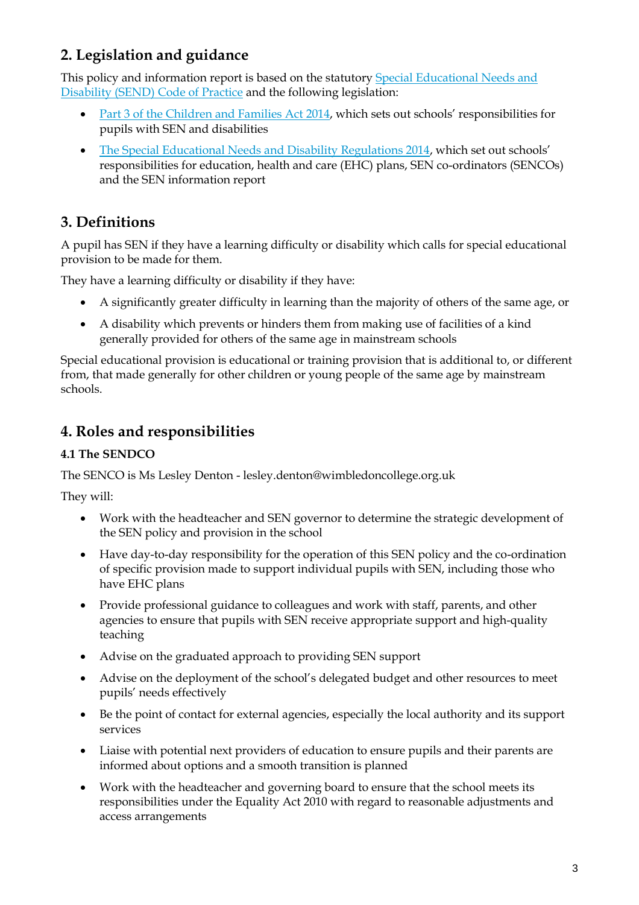## 2. Legislation and guidance

This policy and information report is based on the statutory Special Educational Needs and Disability (SEND) Code of Practice and the following legislation:

- Part 3 of the Children and Families Act 2014, which sets out schools' responsibilities for pupils with SEN and disabilities
- The Special Educational Needs and Disability Regulations 2014, which set out schools' responsibilities for education, health and care (EHC) plans, SEN co-ordinators (SENCOs) and the SEN information report

## 3. Definitions

A pupil has SEN if they have a learning difficulty or disability which calls for special educational provision to be made for them.

They have a learning difficulty or disability if they have:

- A significantly greater difficulty in learning than the majority of others of the same age, or
- A disability which prevents or hinders them from making use of facilities of a kind generally provided for others of the same age in mainstream schools

Special educational provision is educational or training provision that is additional to, or different from, that made generally for other children or young people of the same age by mainstream schools.

## 4. Roles and responsibilities

### 4.1 The SENDCO

The SENCO is Ms Lesley Denton - lesley.denton@wimbledoncollege.org.uk

They will:

- Work with the headteacher and SEN governor to determine the strategic development of the SEN policy and provision in the school
- Have day-to-day responsibility for the operation of this SEN policy and the co-ordination of specific provision made to support individual pupils with SEN, including those who have EHC plans
- Provide professional guidance to colleagues and work with staff, parents, and other agencies to ensure that pupils with SEN receive appropriate support and high-quality teaching
- Advise on the graduated approach to providing SEN support
- Advise on the deployment of the school's delegated budget and other resources to meet pupils' needs effectively
- Be the point of contact for external agencies, especially the local authority and its support services
- Liaise with potential next providers of education to ensure pupils and their parents are informed about options and a smooth transition is planned
- Work with the headteacher and governing board to ensure that the school meets its responsibilities under the Equality Act 2010 with regard to reasonable adjustments and access arrangements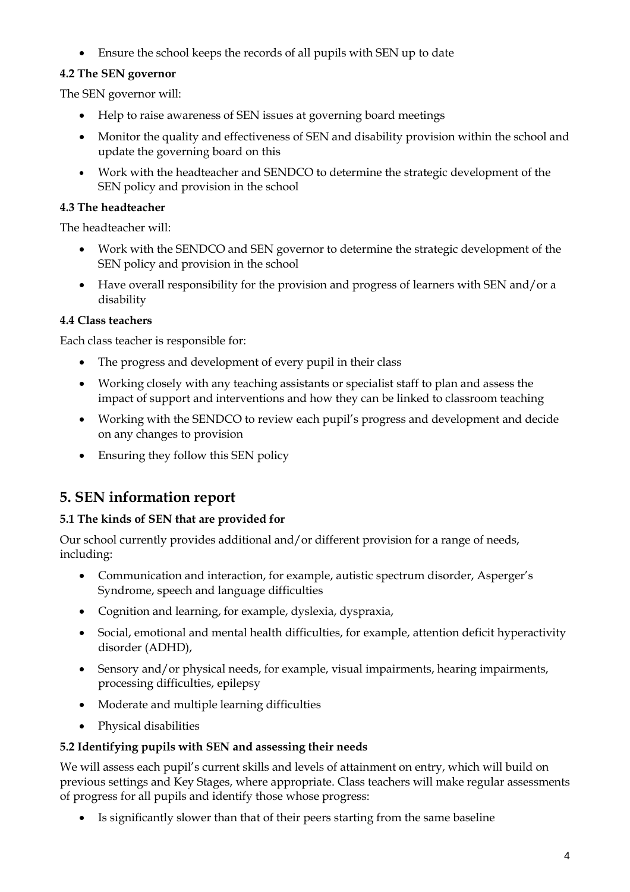- Ensure the school keeps the records of all pupils with SEN up to date

### 4.2 The SEN governor

The SEN governor will:

- Help to raise awareness of SEN issues at governing board meetings
- Monitor the quality and effectiveness of SEN and disability provision within the school and update the governing board on this
- Work with the headteacher and SENDCO to determine the strategic development of the SEN policy and provision in the school

### 4.3 The headteacher

The headteacher will:

- Work with the SENDCO and SEN governor to determine the strategic development of the SEN policy and provision in the school
- Have overall responsibility for the provision and progress of learners with SEN and/or a disability

### 4.4 Class teachers

Each class teacher is responsible for:

- The progress and development of every pupil in their class
- Working closely with any teaching assistants or specialist staff to plan and assess the impact of support and interventions and how they can be linked to classroom teaching
- Working with the SENDCO to review each pupil's progress and development and decide on any changes to provision
- Ensuring they follow this SEN policy

## 5. SEN information report

### 5.1 The kinds of SEN that are provided for

Our school currently provides additional and/or different provision for a range of needs, including:

- Communication and interaction, for example, autistic spectrum disorder, Asperger's Syndrome, speech and language difficulties
- Cognition and learning, for example, dyslexia, dyspraxia,
- Social, emotional and mental health difficulties, for example, attention deficit hyperactivity disorder (ADHD),
- Sensory and/or physical needs, for example, visual impairments, hearing impairments, processing difficulties, epilepsy
- Moderate and multiple learning difficulties
- Physical disabilities

### 5.2 Identifying pupils with SEN and assessing their needs

We will assess each pupil's current skills and levels of attainment on entry, which will build on previous settings and Key Stages, where appropriate. Class teachers will make regular assessments of progress for all pupils and identify those whose progress:

- Is significantly slower than that of their peers starting from the same baseline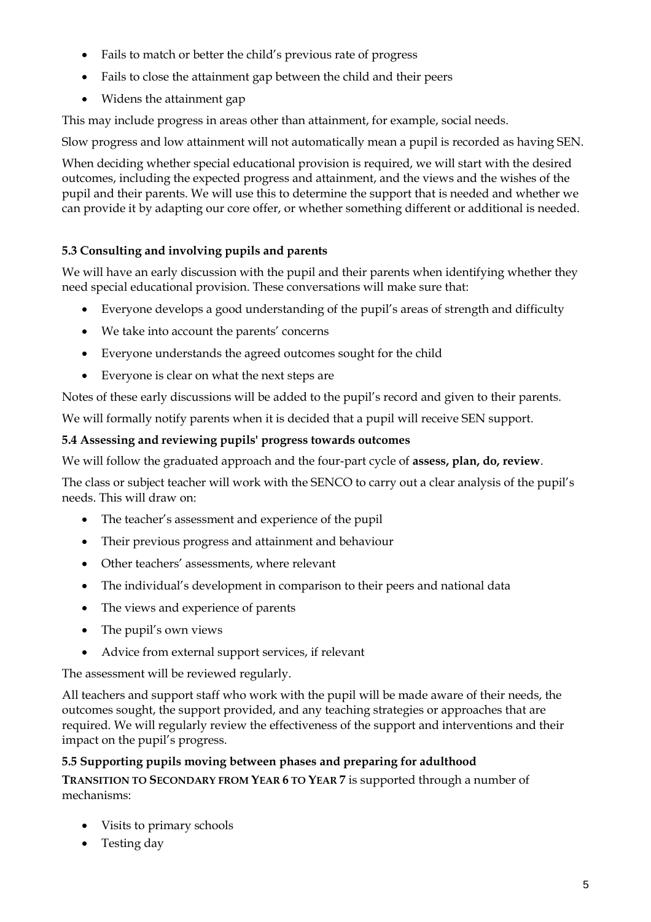- Fails to match or better the child's previous rate of progress
- Fails to close the attainment gap between the child and their peers
- Widens the attainment gap

This may include progress in areas other than attainment, for example, social needs.

Slow progress and low attainment will not automatically mean a pupil is recorded as having SEN.

When deciding whether special educational provision is required, we will start with the desired outcomes, including the expected progress and attainment, and the views and the wishes of the pupil and their parents. We will use this to determine the support that is needed and whether we can provide it by adapting our core offer, or whether something different or additional is needed.

### 5.3 Consulting and involving pupils and parents

We will have an early discussion with the pupil and their parents when identifying whether they need special educational provision. These conversations will make sure that:

- Everyone develops a good understanding of the pupil's areas of strength and difficulty
- We take into account the parents' concerns
- Everyone understands the agreed outcomes sought for the child
- Everyone is clear on what the next steps are

Notes of these early discussions will be added to the pupil's record and given to their parents.

We will formally notify parents when it is decided that a pupil will receive SEN support.

### 5.4 Assessing and reviewing pupils' progress towards outcomes

We will follow the graduated approach and the four-part cycle of **assess, plan, do, review**.

The class or subject teacher will work with the SENCO to carry out a clear analysis of the pupil's needs. This will draw on:

- The teacher's assessment and experience of the pupil
- Their previous progress and attainment and behaviour
- Other teachers' assessments, where relevant
- The individual's development in comparison to their peers and national data
- The views and experience of parents
- The pupil's own views
- Advice from external support services, if relevant

The assessment will be reviewed regularly.

All teachers and support staff who work with the pupil will be made aware of their needs, the outcomes sought, the support provided, and any teaching strategies or approaches that are required. We will regularly review the effectiveness of the support and interventions and their impact on the pupil's progress.

### 5.5 Supporting pupils moving between phases and preparing for adulthood

**TRANSITION TO SECONDARY FROM YEAR 6 TO YEAR 7** is supported through a number of mechanisms:

- Visits to primary schools
- Testing day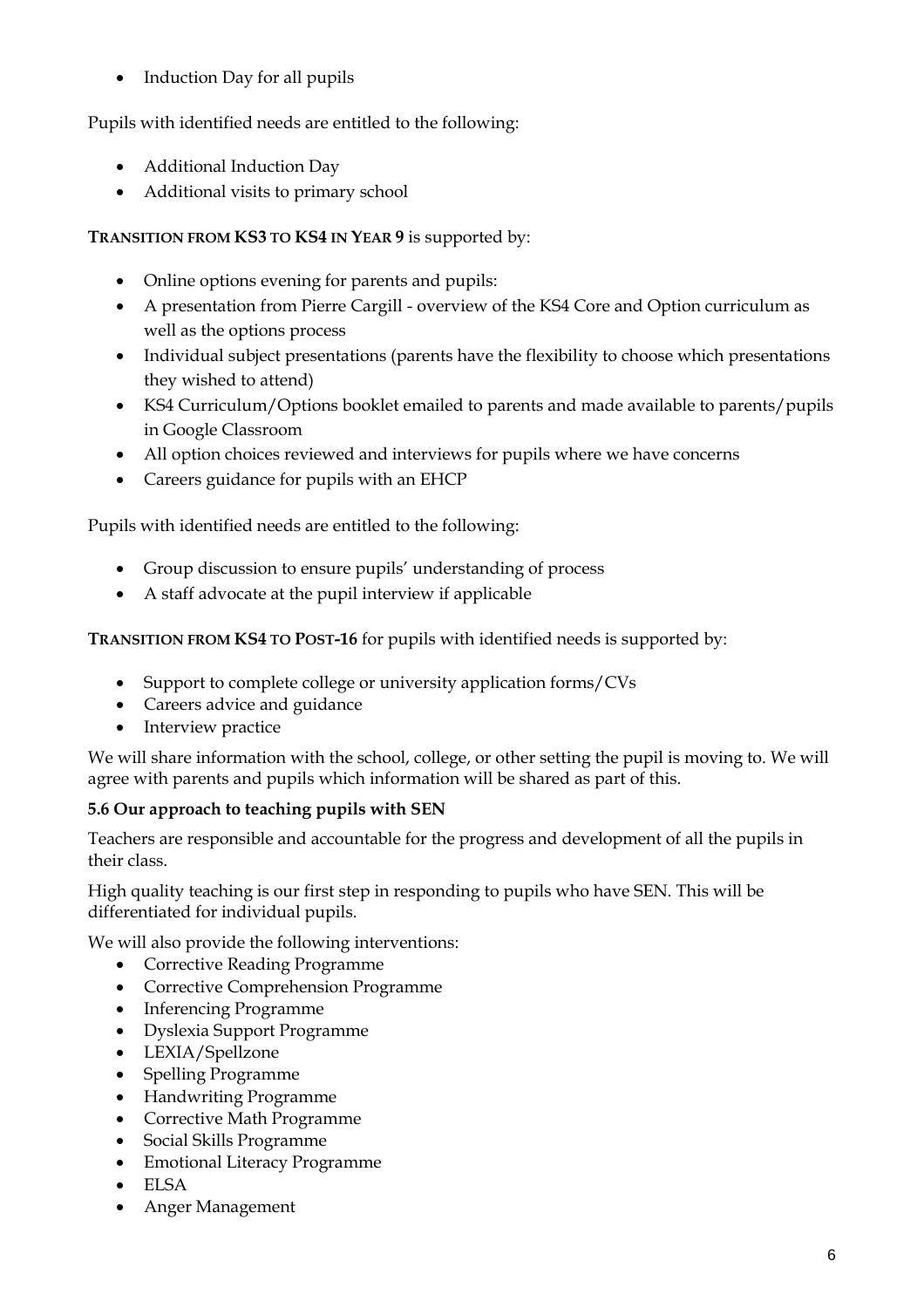- Induction Day for all pupils

Pupils with identified needs are entitled to the following:

- Additional Induction Day
- Additional visits to primary school

**TRANSITION FROM KS3 TO KS4 IN YEAR 9** is supported by:

- Online options evening for parents and pupils:
- A presentation from Pierre Cargill - overview of the KS4 Core and Option curriculum as well as the options process
- Individual subject presentations (parents have the flexibility to choose which presentations they wished to attend)
- KS4 Curriculum/Options booklet emailed to parents and made available to parents/pupils in Google Classroom
- All option choices reviewed and interviews for pupils where we have concerns
- Careers guidance for pupils with an EHCP

Pupils with identified needs are entitled to the following:

- Group discussion to ensure pupils' understanding of process
- A staff advocate at the pupil interview if applicable

**TRANSITION FROM KS4 TO POST-16** for pupils with identified needs is supported by:

- Support to complete college or university application forms/CVs
- Careers advice and guidance
- Interview practice

We will share information with the school, college, or other setting the pupil is moving to. We will agree with parents and pupils which information will be shared as part of this.

**5.6 Our approach to teaching pupils with SEN**

Teachers are responsible and accountable for the progress and development of all the pupils in their class.

High quality teaching is our first step in responding to pupils who have SEN. This will be differentiated for individual pupils.

We will also provide the following interventions:

- Corrective Reading Programme
- Corrective Comprehension Programme
- Inferencing Programme
- Dyslexia Support Programme
- LEXIA/Spellzone
- Spelling Programme
- Handwriting Programme
- Corrective Math Programme
- Social Skills Programme
- Emotional Literacy Programme
- ELSA
- Anger Management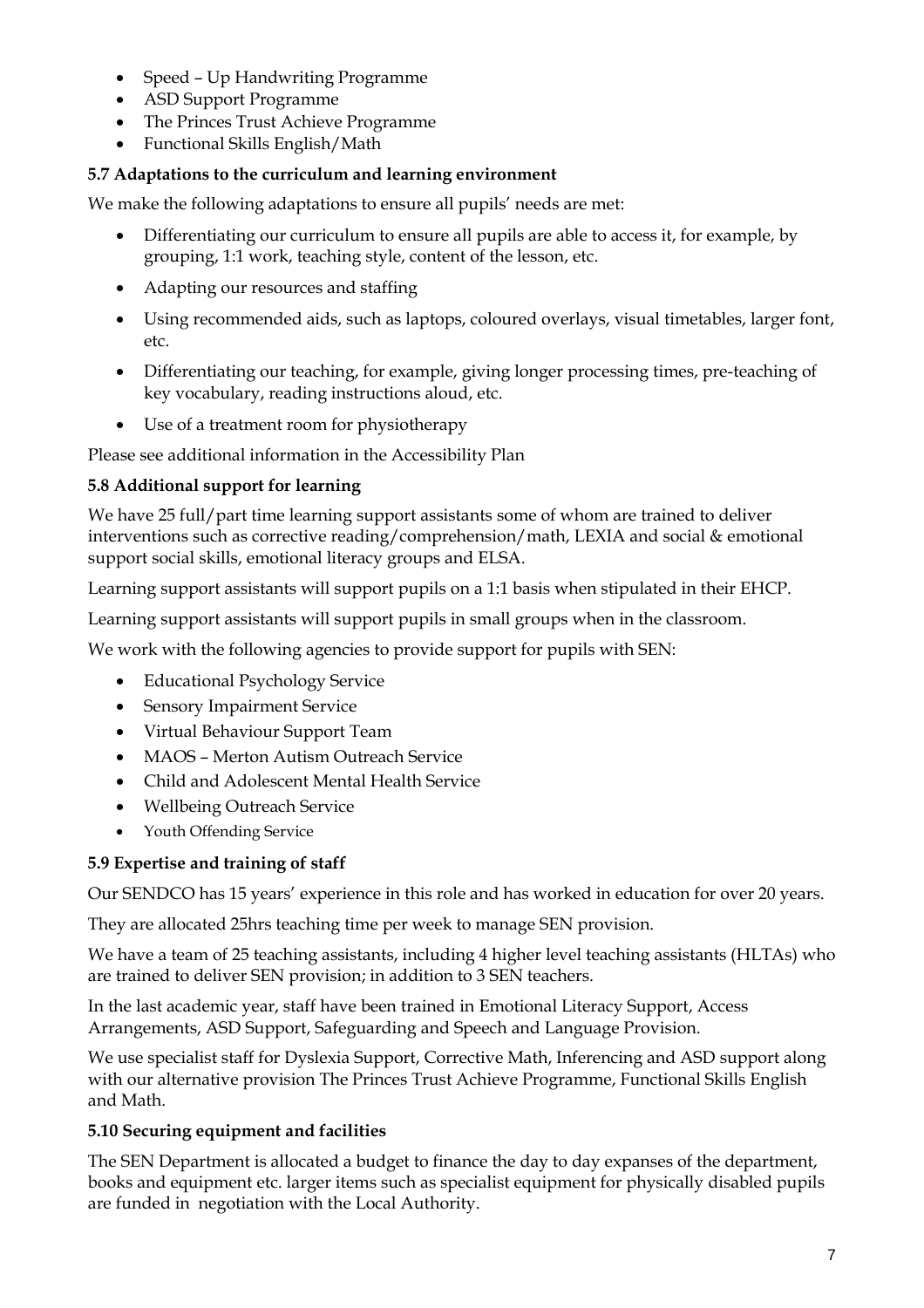- Speed – Up Handwriting Programme
- ASD Support Programme
- The Princes Trust Achieve Programme
- Functional Skills English/Math

### 5.7 Adaptations to the curriculum and learning environment

We make the following adaptations to ensure all pupils' needs are met:

- Differentiating our curriculum to ensure all pupils are able to access it, for example, by grouping, 1:1 work, teaching style, content of the lesson, etc.
- Adapting our resources and staffing
- Using recommended aids, such as laptops, coloured overlays, visual timetables, larger font, etc.
- Differentiating our teaching, for example, giving longer processing times, pre-teaching of key vocabulary, reading instructions aloud, etc.
- Use of a treatment room for physiotherapy

Please see additional information in the Accessibility Plan

### 5.8 Additional support for learning

We have 25 full/part time learning support assistants some of whom are trained to deliver interventions such as corrective reading/comprehension/math, LEXIA and social & emotional support social skills, emotional literacy groups and ELSA.

Learning support assistants will support pupils on a 1:1 basis when stipulated in their EHCP.

Learning support assistants will support pupils in small groups when in the classroom.

We work with the following agencies to provide support for pupils with SEN:

- Educational Psychology Service
- Sensory Impairment Service
- Virtual Behaviour Support Team
- MAOS – Merton Autism Outreach Service
- Child and Adolescent Mental Health Service
- Wellbeing Outreach Service
- Youth Offending Service

### 5.9 Expertise and training of staff

Our SENDCO has 15 years' experience in this role and has worked in education for over 20 years.

They are allocated 25hrs teaching time per week to manage SEN provision.

We have a team of 25 teaching assistants, including 4 higher level teaching assistants (HLTAs) who are trained to deliver SEN provision; in addition to 3 SEN teachers.

In the last academic year, staff have been trained in Emotional Literacy Support, Access Arrangements, ASD Support, Safeguarding and Speech and Language Provision.

We use specialist staff for Dyslexia Support, Corrective Math, Inferencing and ASD support along with our alternative provision The Princes Trust Achieve Programme, Functional Skills English and Math.

### 5.10 Securing equipment and facilities

The SEN Department is allocated a budget to finance the day to day expanses of the department, books and equipment etc. larger items such as specialist equipment for physically disabled pupils are funded in negotiation with the Local Authority.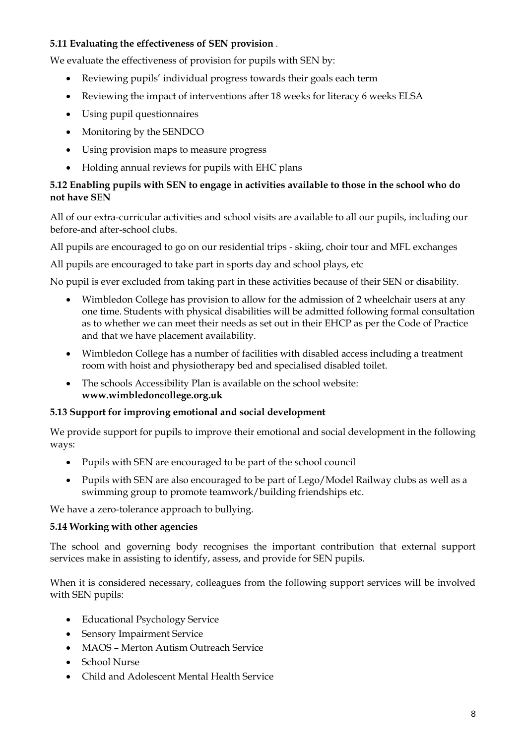**5.11 Evaluating the effectiveness of SEN provision** .

We evaluate the effectiveness of provision for pupils with SEN by:

- Reviewing pupils' individual progress towards their goals each term
- Reviewing the impact of interventions after 18 weeks for literacy 6 weeks ELSA
- Using pupil questionnaires
- Monitoring by the SENDCO
- Using provision maps to measure progress
- Holding annual reviews for pupils with EHC plans

**5.12 Enabling pupils with SEN to engage in activities available to those in the school who do not have SEN**

All of our extra-curricular activities and school visits are available to all our pupils, including our before-and after-school clubs.

All pupils are encouraged to go on our residential trips - skiing, choir tour and MFL exchanges

All pupils are encouraged to take part in sports day and school plays, etc

No pupil is ever excluded from taking part in these activities because of their SEN or disability.

- Wimbledon College has provision to allow for the admission of 2 wheelchair users at any one time. Students with physical disabilities will be admitted following formal consultation as to whether we can meet their needs as set out in their EHCP as per the Code of Practice and that we have placement availability.
- Wimbledon College has a number of facilities with disabled access including a treatment room with hoist and physiotherapy bed and specialised disabled toilet.
- The schools Accessibility Plan is available on the school website: **www.wimbledoncollege.org.uk**

**5.13 Support for improving emotional and social development**

We provide support for pupils to improve their emotional and social development in the following ways:

- Pupils with SEN are encouraged to be part of the school council
- Pupils with SEN are also encouraged to be part of Lego/Model Railway clubs as well as a swimming group to promote teamwork/building friendships etc.

We have a zero-tolerance approach to bullying.

**5.14 Working with other agencies**

The school and governing body recognises the important contribution that external support services make in assisting to identify, assess, and provide for SEN pupils.

When it is considered necessary, colleagues from the following support services will be involved with SEN pupils:

- Educational Psychology Service
- Sensory Impairment Service
- MAOS – Merton Autism Outreach Service
- School Nurse
- Child and Adolescent Mental Health Service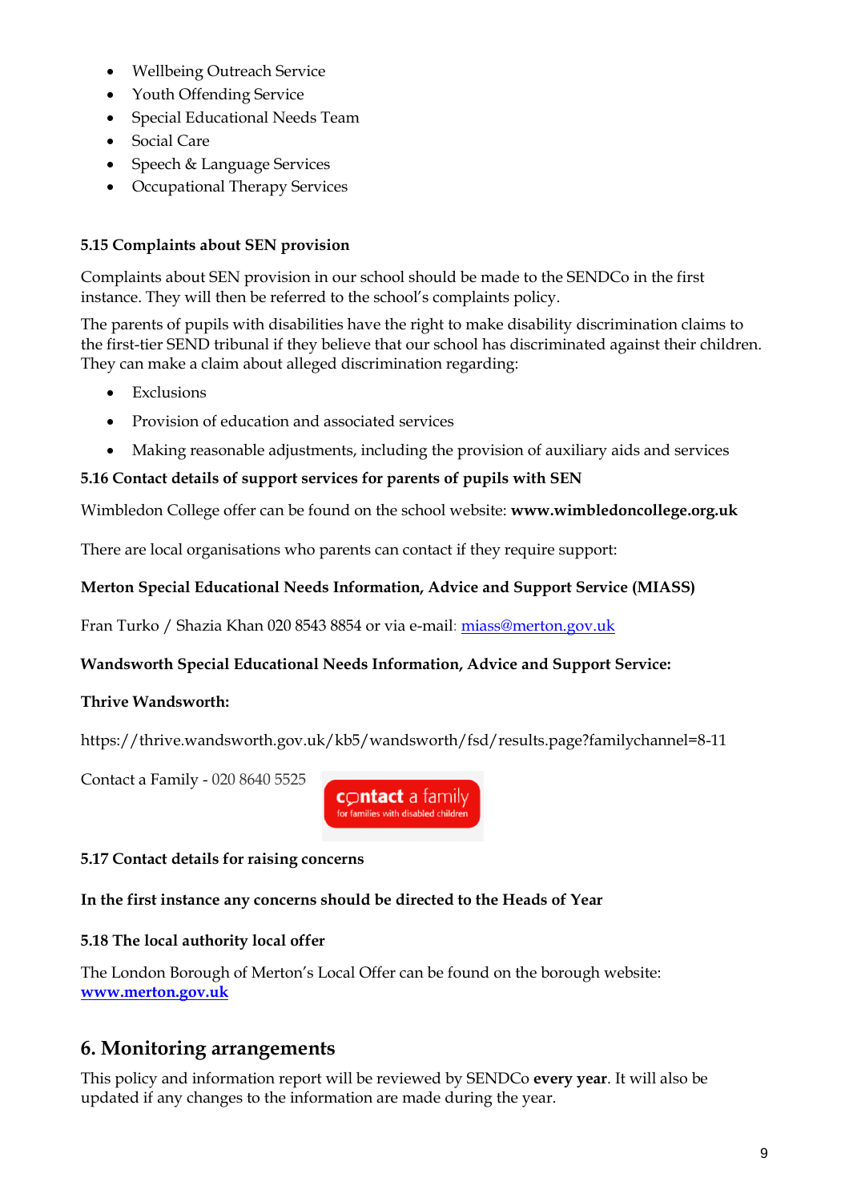- Wellbeing Outreach Service
- Youth Offending Service
- Special Educational Needs Team
- Social Care
- Speech & Language Services
- Occupational Therapy Services

### 5.15 Complaints about SEN provision

Complaints about SEN provision in our school should be made to the SENDCo in the first instance. They will then be referred to the school's complaints policy.

The parents of pupils with disabilities have the right to make disability discrimination claims to the first-tier SEND tribunal if they believe that our school has discriminated against their children. They can make a claim about alleged discrimination regarding:

- Exclusions
- Provision of education and associated services
- Making reasonable adjustments, including the provision of auxiliary aids and services

### 5.16 Contact details of support services for parents of pupils with SEN

Wimbledon College offer can be found on the school website: **www.wimbledoncollege.org.uk**

There are local organisations who parents can contact if they require support:

**Merton Special Educational Needs Information, Advice and Support Service (MIASS)**

Fran Turko / Shazia Khan 020 8543 8854 or via e-mail: miass@merton.gov.uk

**Wandsworth Special Educational Needs Information, Advice and Support Service:**

**Thrive Wandsworth:**

https://thrive.wandsworth.gov.uk/kb5/wandsworth/fsd/results.page?familychannel=8-11

Contact a Family - 020 8640 5525

### 5.17 Contact details for raising concerns

**In the first instance any concerns should be directed to the Heads of Year**

### 5.18 The local authority local offer

The London Borough of Merton's Local Offer can be found on the borough website: **www.merton.gov.uk**

## 6. Monitoring arrangements

This policy and information report will be reviewed by SENDCo **every year**. It will also be updated if any changes to the information are made during the year.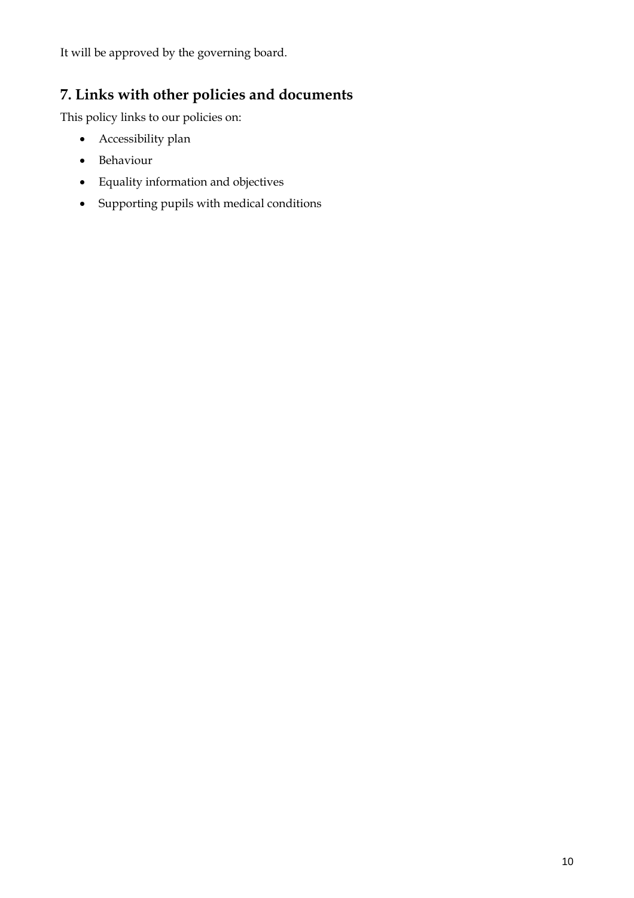It will be approved by the governing board.

## 7. Links with other policies and documents

This policy links to our policies on:

- Accessibility plan
- Behaviour
- Equality information and objectives
- Supporting pupils with medical conditions